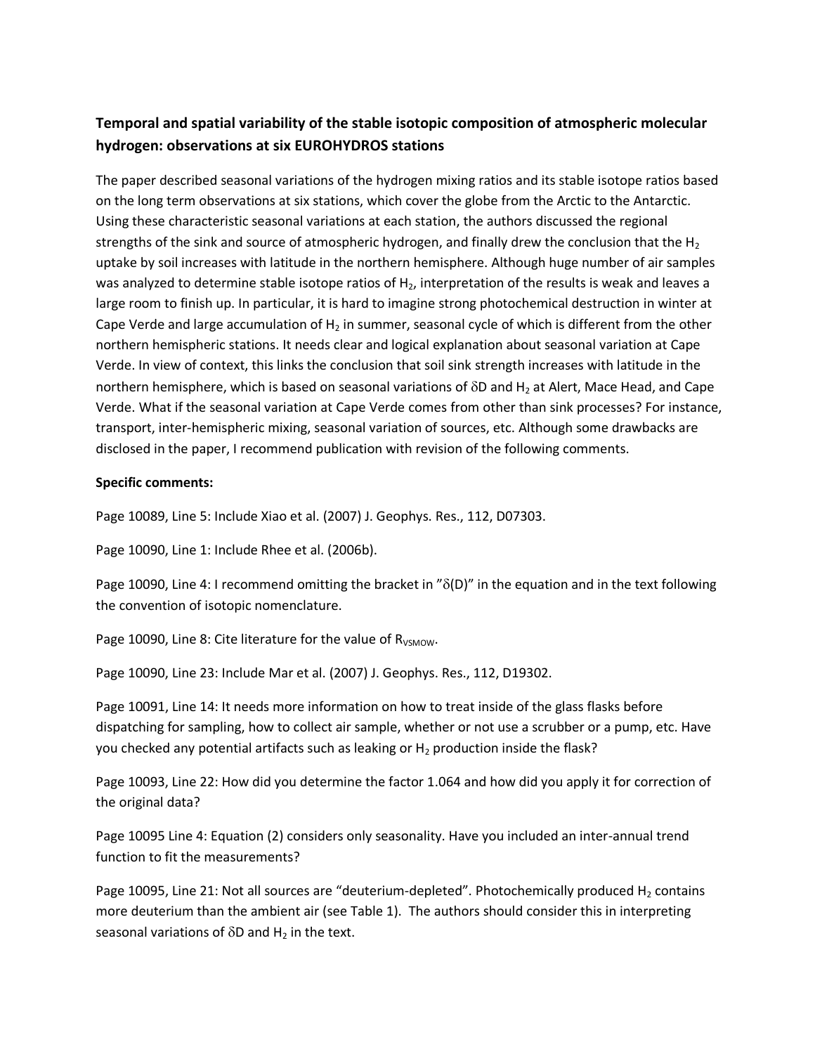**Temporal and spatial variability of the stable isotopic composition of atmospheric molecular hydrogen: observations at six EUROHYDROS stations**

The paper described seasonal variations of the hydrogen mixing ratios and its stable isotope ratios based on the long term observations at six stations, which cover the globe from the Arctic to the Antarctic. Using these characteristic seasonal variations at each station, the authors discussed the regional strengths of the sink and source of atmospheric hydrogen, and finally drew the conclusion that the $H_2$ uptake by soil increases with latitude in the northern hemisphere. Although huge number of air samples was analyzed to determine stable isotope ratios of $H_2$, interpretation of the results is weak and leaves a large room to finish up. In particular, it is hard to imagine strong photochemical destruction in winter at Cape Verde and large accumulation of $H_2$ in summer, seasonal cycle of which is different from the other northern hemispheric stations. It needs clear and logical explanation about seasonal variation at Cape Verde. In view of context, this links the conclusion that soil sink strength increases with latitude in the northern hemisphere, which is based on seasonal variations of $\delta D$ and $H_2$ at Alert, Mace Head, and Cape Verde. What if the seasonal variation at Cape Verde comes from other than sink processes? For instance, transport, inter-hemispheric mixing, seasonal variation of sources, etc. Although some drawbacks are disclosed in the paper, I recommend publication with revision of the following comments.

**Specific comments:**

Page 10089, Line 5: Include Xiao et al. (2007) J. Geophys. Res., 112, D07303.

Page 10090, Line 1: Include Rhee et al. (2006b).

Page 10090, Line 4: I recommend omitting the bracket in "$\delta(D)$" in the equation and in the text following the convention of isotopic nomenclature.

Page 10090, Line 8: Cite literature for the value of $R_{VSMOW}$.

Page 10090, Line 23: Include Mar et al. (2007) J. Geophys. Res., 112, D19302.

Page 10091, Line 14: It needs more information on how to treat inside of the glass flasks before dispatching for sampling, how to collect air sample, whether or not use a scrubber or a pump, etc. Have you checked any potential artifacts such as leaking or $H_2$ production inside the flask?

Page 10093, Line 22: How did you determine the factor 1.064 and how did you apply it for correction of the original data?

Page 10095 Line 4: Equation (2) considers only seasonality. Have you included an inter-annual trend function to fit the measurements?

Page 10095, Line 21: Not all sources are "deuterium-depleted". Photochemically produced $H_2$ contains more deuterium than the ambient air (see Table 1). The authors should consider this in interpreting seasonal variations of $\delta D$ and $H_2$ in the text.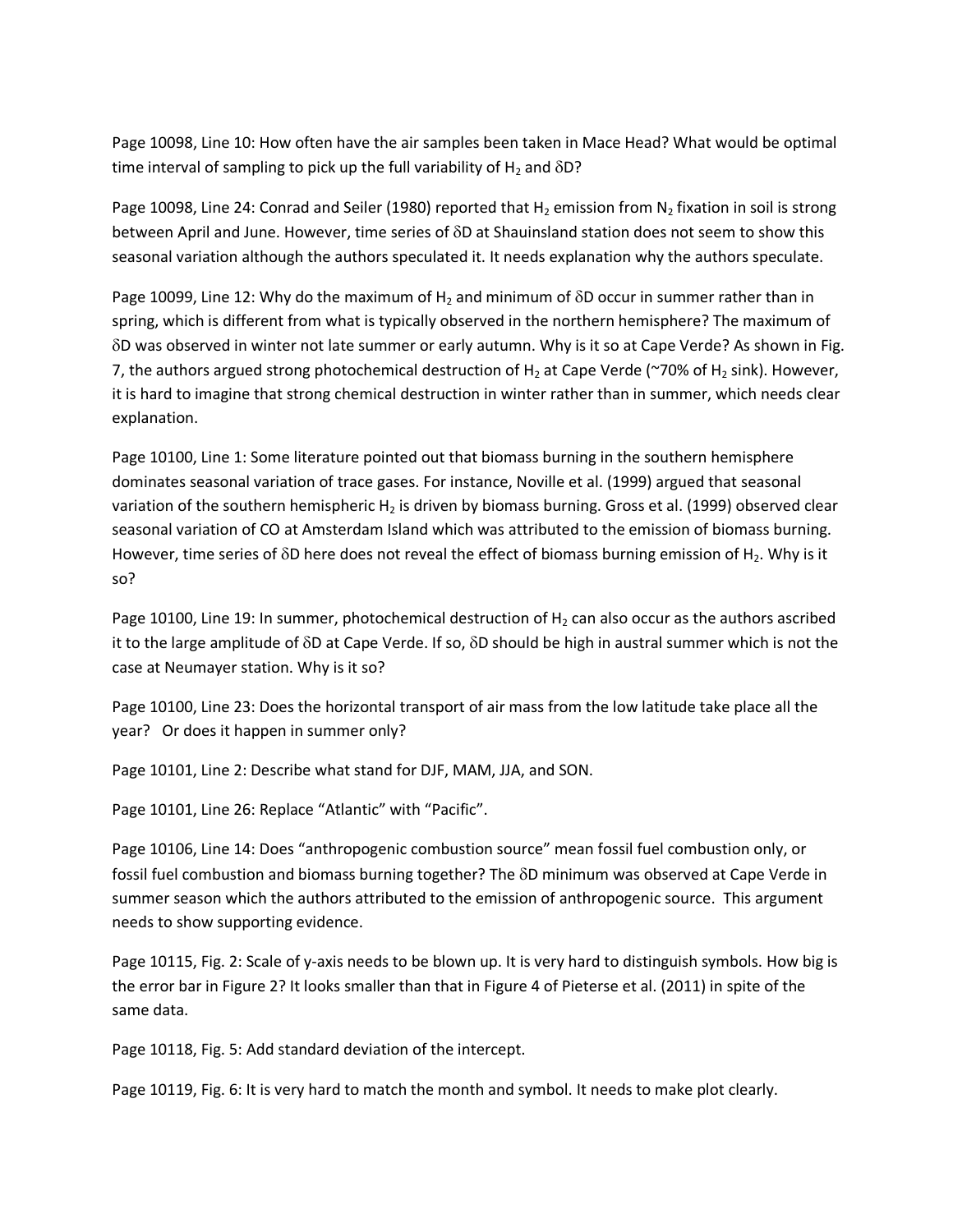Page 10098, Line 10: How often have the air samples been taken in Mace Head? What would be optimal time interval of sampling to pick up the full variability of $H_2$ and $\delta D$?

Page 10098, Line 24: Conrad and Seiler (1980) reported that $H_2$ emission from $N_2$ fixation in soil is strong between April and June. However, time series of $\delta D$ at Shauinsland station does not seem to show this seasonal variation although the authors speculated it. It needs explanation why the authors speculate.

Page 10099, Line 12: Why do the maximum of $H_2$ and minimum of $\delta D$ occur in summer rather than in spring, which is different from what is typically observed in the northern hemisphere? The maximum of $\delta D$ was observed in winter not late summer or early autumn. Why is it so at Cape Verde? As shown in Fig. 7, the authors argued strong photochemical destruction of $H_2$ at Cape Verde (~70% of $H_2$ sink). However, it is hard to imagine that strong chemical destruction in winter rather than in summer, which needs clear explanation.

Page 10100, Line 1: Some literature pointed out that biomass burning in the southern hemisphere dominates seasonal variation of trace gases. For instance, Noville et al. (1999) argued that seasonal variation of the southern hemispheric $H_2$ is driven by biomass burning. Gross et al. (1999) observed clear seasonal variation of CO at Amsterdam Island which was attributed to the emission of biomass burning. However, time series of $\delta D$ here does not reveal the effect of biomass burning emission of $H_2$. Why is it so?

Page 10100, Line 19: In summer, photochemical destruction of $H_2$ can also occur as the authors ascribed it to the large amplitude of $\delta D$ at Cape Verde. If so, $\delta D$ should be high in austral summer which is not the case at Neumayer station. Why is it so?

Page 10100, Line 23: Does the horizontal transport of air mass from the low latitude take place all the year? Or does it happen in summer only?

Page 10101, Line 2: Describe what stand for DJF, MAM, JJA, and SON.

Page 10101, Line 26: Replace "Atlantic" with "Pacific".

Page 10106, Line 14: Does "anthropogenic combustion source" mean fossil fuel combustion only, or fossil fuel combustion and biomass burning together? The $\delta D$ minimum was observed at Cape Verde in summer season which the authors attributed to the emission of anthropogenic source. This argument needs to show supporting evidence.

Page 10115, Fig. 2: Scale of y-axis needs to be blown up. It is very hard to distinguish symbols. How big is the error bar in Figure 2? It looks smaller than that in Figure 4 of Pieterse et al. (2011) in spite of the same data.

Page 10118, Fig. 5: Add standard deviation of the intercept.

Page 10119, Fig. 6: It is very hard to match the month and symbol. It needs to make plot clearly.